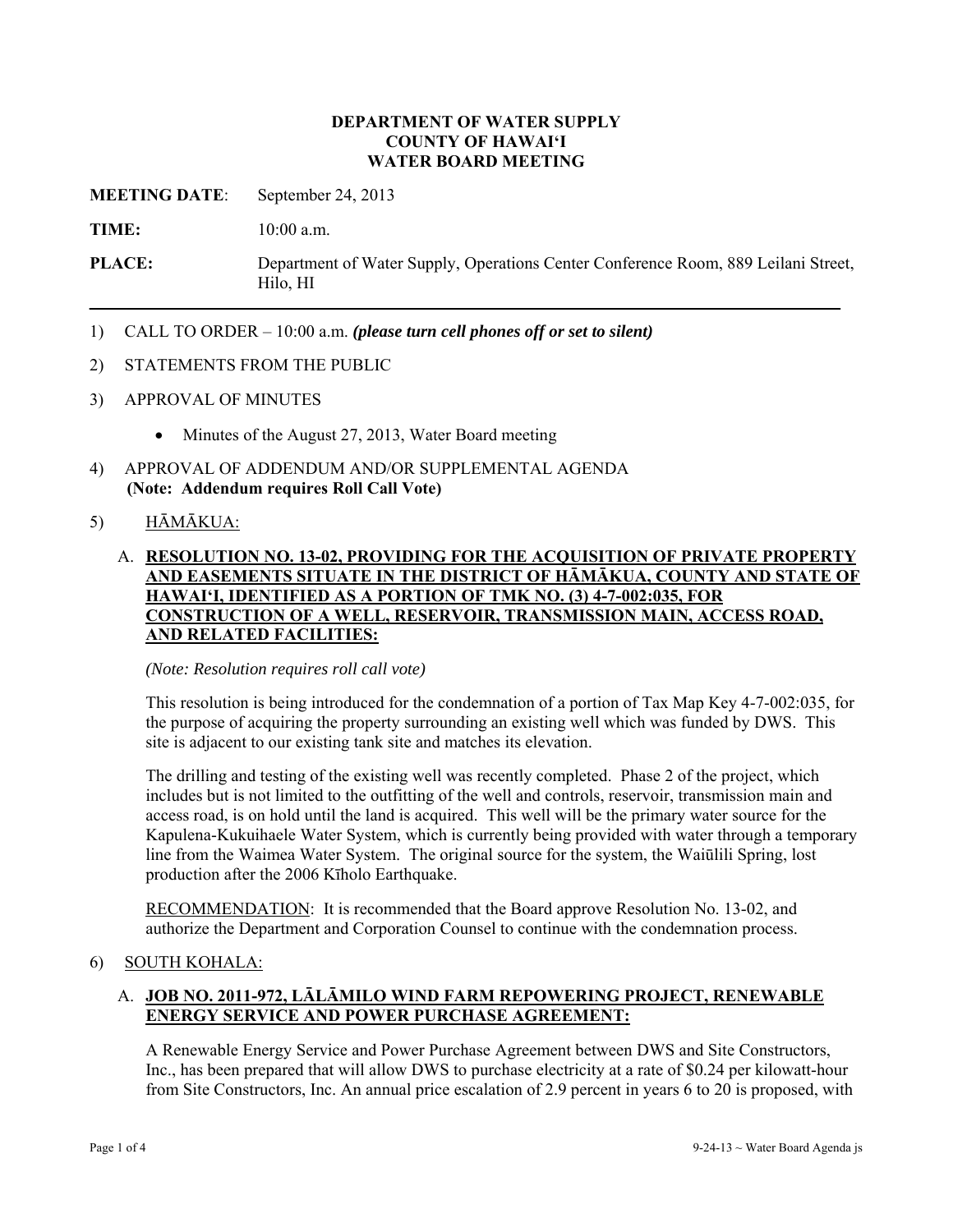**DEPARTMENT OF WATER SUPPLY**
**COUNTY OF HAWAIʻI**
**WATER BOARD MEETING**

**MEETING DATE**: September 24, 2013

**TIME:** 10:00 a.m.

**PLACE:** Department of Water Supply, Operations Center Conference Room, 889 Leilani Street, Hilo, HI

---

1) CALL TO ORDER – 10:00 a.m. ***(please turn cell phones off or set to silent)***

2) STATEMENTS FROM THE PUBLIC

3) APPROVAL OF MINUTES

   - Minutes of the August 27, 2013, Water Board meeting

4) APPROVAL OF ADDENDUM AND/OR SUPPLEMENTAL AGENDA
   **(Note: Addendum requires Roll Call Vote)**

5) HĀMĀKUA:

   A. **RESOLUTION NO. 13-02, PROVIDING FOR THE ACQUISITION OF PRIVATE PROPERTY AND EASEMENTS SITUATE IN THE DISTRICT OF HĀMĀKUA, COUNTY AND STATE OF HAWAIʻI, IDENTIFIED AS A PORTION OF TMK NO. (3) 4-7-002:035, FOR CONSTRUCTION OF A WELL, RESERVOIR, TRANSMISSION MAIN, ACCESS ROAD, AND RELATED FACILITIES:**

   *(Note: Resolution requires roll call vote)*

   This resolution is being introduced for the condemnation of a portion of Tax Map Key 4-7-002:035, for the purpose of acquiring the property surrounding an existing well which was funded by DWS. This site is adjacent to our existing tank site and matches its elevation.

   The drilling and testing of the existing well was recently completed. Phase 2 of the project, which includes but is not limited to the outfitting of the well and controls, reservoir, transmission main and access road, is on hold until the land is acquired. This well will be the primary water source for the Kapulena-Kukuihaele Water System, which is currently being provided with water through a temporary line from the Waimea Water System. The original source for the system, the Waiūlili Spring, lost production after the 2006 Kīholo Earthquake.

   RECOMMENDATION: It is recommended that the Board approve Resolution No. 13-02, and authorize the Department and Corporation Counsel to continue with the condemnation process.

6) SOUTH KOHALA:

   A. **JOB NO. 2011-972, LĀLĀMILO WIND FARM REPOWERING PROJECT, RENEWABLE ENERGY SERVICE AND POWER PURCHASE AGREEMENT:**

   A Renewable Energy Service and Power Purchase Agreement between DWS and Site Constructors, Inc., has been prepared that will allow DWS to purchase electricity at a rate of $0.24 per kilowatt-hour from Site Constructors, Inc. An annual price escalation of 2.9 percent in years 6 to 20 is proposed, with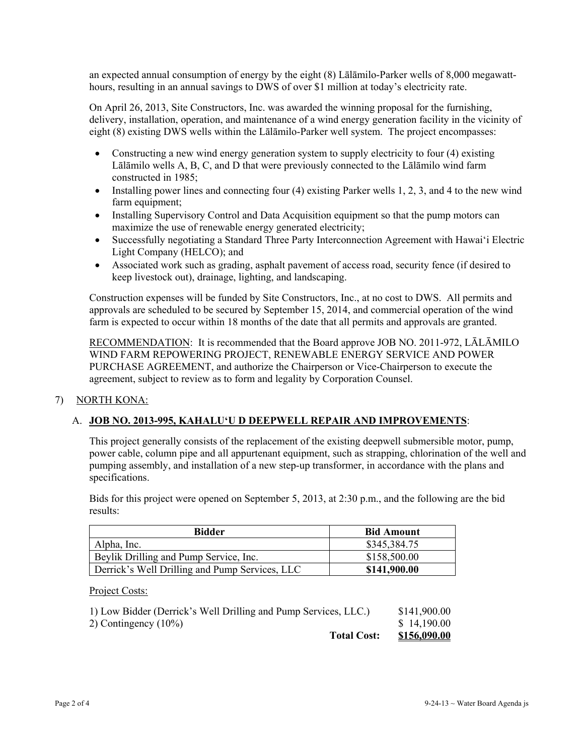an expected annual consumption of energy by the eight (8) Lālāmilo-Parker wells of 8,000 megawatt-hours, resulting in an annual savings to DWS of over $1 million at today's electricity rate.

On April 26, 2013, Site Constructors, Inc. was awarded the winning proposal for the furnishing, delivery, installation, operation, and maintenance of a wind energy generation facility in the vicinity of eight (8) existing DWS wells within the Lālāmilo-Parker well system. The project encompasses:

- Constructing a new wind energy generation system to supply electricity to four (4) existing Lālāmilo wells A, B, C, and D that were previously connected to the Lālāmilo wind farm constructed in 1985;
- Installing power lines and connecting four (4) existing Parker wells 1, 2, 3, and 4 to the new wind farm equipment;
- Installing Supervisory Control and Data Acquisition equipment so that the pump motors can maximize the use of renewable energy generated electricity;
- Successfully negotiating a Standard Three Party Interconnection Agreement with Hawai'i Electric Light Company (HELCO); and
- Associated work such as grading, asphalt pavement of access road, security fence (if desired to keep livestock out), drainage, lighting, and landscaping.

Construction expenses will be funded by Site Constructors, Inc., at no cost to DWS. All permits and approvals are scheduled to be secured by September 15, 2014, and commercial operation of the wind farm is expected to occur within 18 months of the date that all permits and approvals are granted.

RECOMMENDATION: It is recommended that the Board approve JOB NO. 2011-972, LĀLĀMILO WIND FARM REPOWERING PROJECT, RENEWABLE ENERGY SERVICE AND POWER PURCHASE AGREEMENT, and authorize the Chairperson or Vice-Chairperson to execute the agreement, subject to review as to form and legality by Corporation Counsel.

7) NORTH KONA:

A. **JOB NO. 2013-995, KAHALU'U D DEEPWELL REPAIR AND IMPROVEMENTS**:

This project generally consists of the replacement of the existing deepwell submersible motor, pump, power cable, column pipe and all appurtenant equipment, such as strapping, chlorination of the well and pumping assembly, and installation of a new step-up transformer, in accordance with the plans and specifications.

Bids for this project were opened on September 5, 2013, at 2:30 p.m., and the following are the bid results:

| Bidder | Bid Amount |
|---|---|
| Alpha, Inc. | $345,384.75 |
| Beylik Drilling and Pump Service, Inc. | $158,500.00 |
| Derrick's Well Drilling and Pump Services, LLC | **$141,900.00** |

Project Costs:

| | |
|---|---|
| 1) Low Bidder (Derrick's Well Drilling and Pump Services, LLC.) | $141,900.00 |
| 2) Contingency (10%) | $ 14,190.00 |
| **Total Cost:** | **$156,090.00** |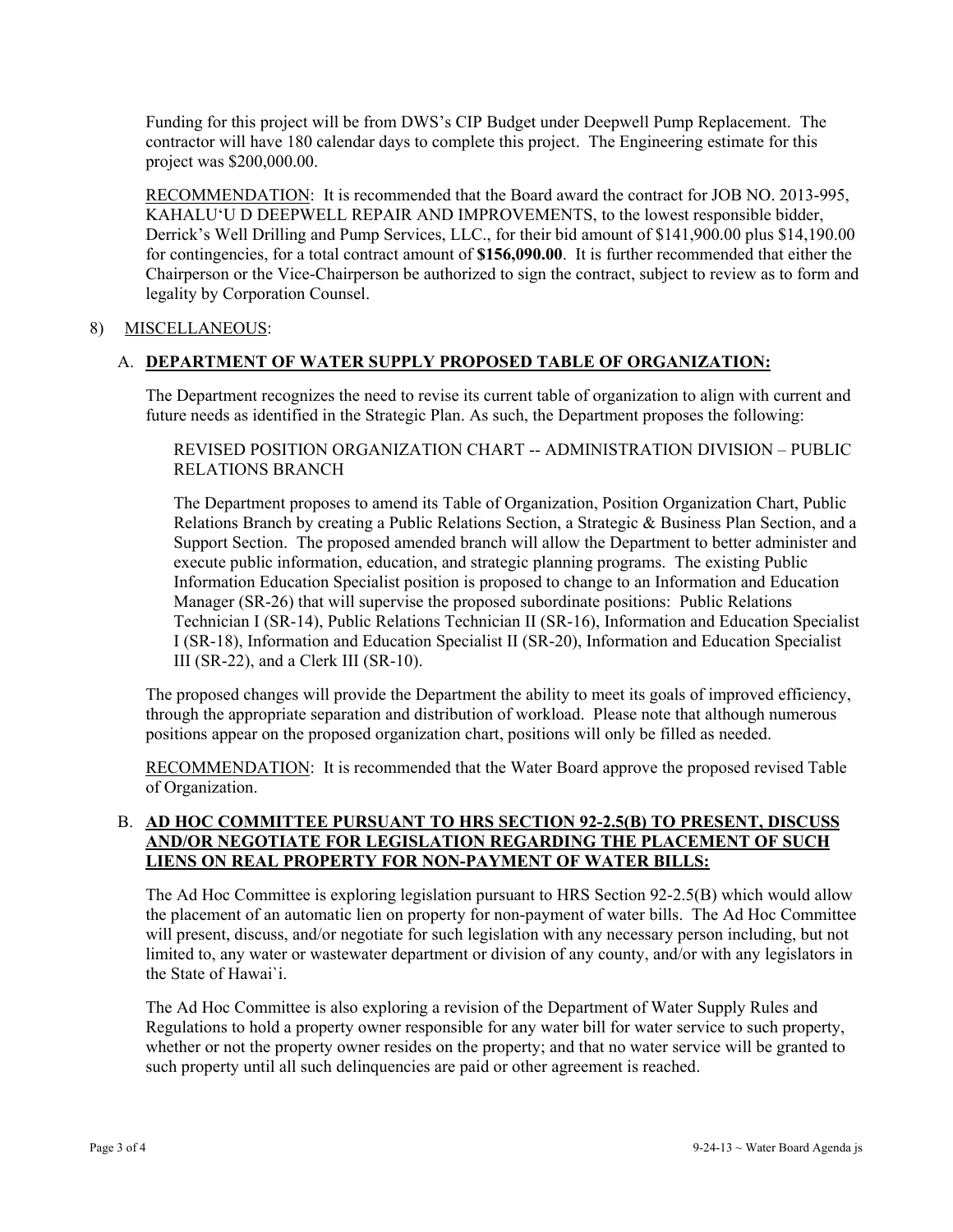Funding for this project will be from DWS's CIP Budget under Deepwell Pump Replacement. The contractor will have 180 calendar days to complete this project. The Engineering estimate for this project was $200,000.00.

RECOMMENDATION: It is recommended that the Board award the contract for JOB NO. 2013-995, KAHALU'U D DEEPWELL REPAIR AND IMPROVEMENTS, to the lowest responsible bidder, Derrick's Well Drilling and Pump Services, LLC., for their bid amount of $141,900.00 plus $14,190.00 for contingencies, for a total contract amount of **$156,090.00**. It is further recommended that either the Chairperson or the Vice-Chairperson be authorized to sign the contract, subject to review as to form and legality by Corporation Counsel.

8) MISCELLANEOUS:

A. **DEPARTMENT OF WATER SUPPLY PROPOSED TABLE OF ORGANIZATION:**

The Department recognizes the need to revise its current table of organization to align with current and future needs as identified in the Strategic Plan. As such, the Department proposes the following:

REVISED POSITION ORGANIZATION CHART -- ADMINISTRATION DIVISION – PUBLIC RELATIONS BRANCH

The Department proposes to amend its Table of Organization, Position Organization Chart, Public Relations Branch by creating a Public Relations Section, a Strategic & Business Plan Section, and a Support Section. The proposed amended branch will allow the Department to better administer and execute public information, education, and strategic planning programs. The existing Public Information Education Specialist position is proposed to change to an Information and Education Manager (SR-26) that will supervise the proposed subordinate positions: Public Relations Technician I (SR-14), Public Relations Technician II (SR-16), Information and Education Specialist I (SR-18), Information and Education Specialist II (SR-20), Information and Education Specialist III (SR-22), and a Clerk III (SR-10).

The proposed changes will provide the Department the ability to meet its goals of improved efficiency, through the appropriate separation and distribution of workload. Please note that although numerous positions appear on the proposed organization chart, positions will only be filled as needed.

RECOMMENDATION: It is recommended that the Water Board approve the proposed revised Table of Organization.

B. **AD HOC COMMITTEE PURSUANT TO HRS SECTION 92-2.5(B) TO PRESENT, DISCUSS AND/OR NEGOTIATE FOR LEGISLATION REGARDING THE PLACEMENT OF SUCH LIENS ON REAL PROPERTY FOR NON-PAYMENT OF WATER BILLS:**

The Ad Hoc Committee is exploring legislation pursuant to HRS Section 92-2.5(B) which would allow the placement of an automatic lien on property for non-payment of water bills. The Ad Hoc Committee will present, discuss, and/or negotiate for such legislation with any necessary person including, but not limited to, any water or wastewater department or division of any county, and/or with any legislators in the State of Hawai`i.

The Ad Hoc Committee is also exploring a revision of the Department of Water Supply Rules and Regulations to hold a property owner responsible for any water bill for water service to such property, whether or not the property owner resides on the property; and that no water service will be granted to such property until all such delinquencies are paid or other agreement is reached.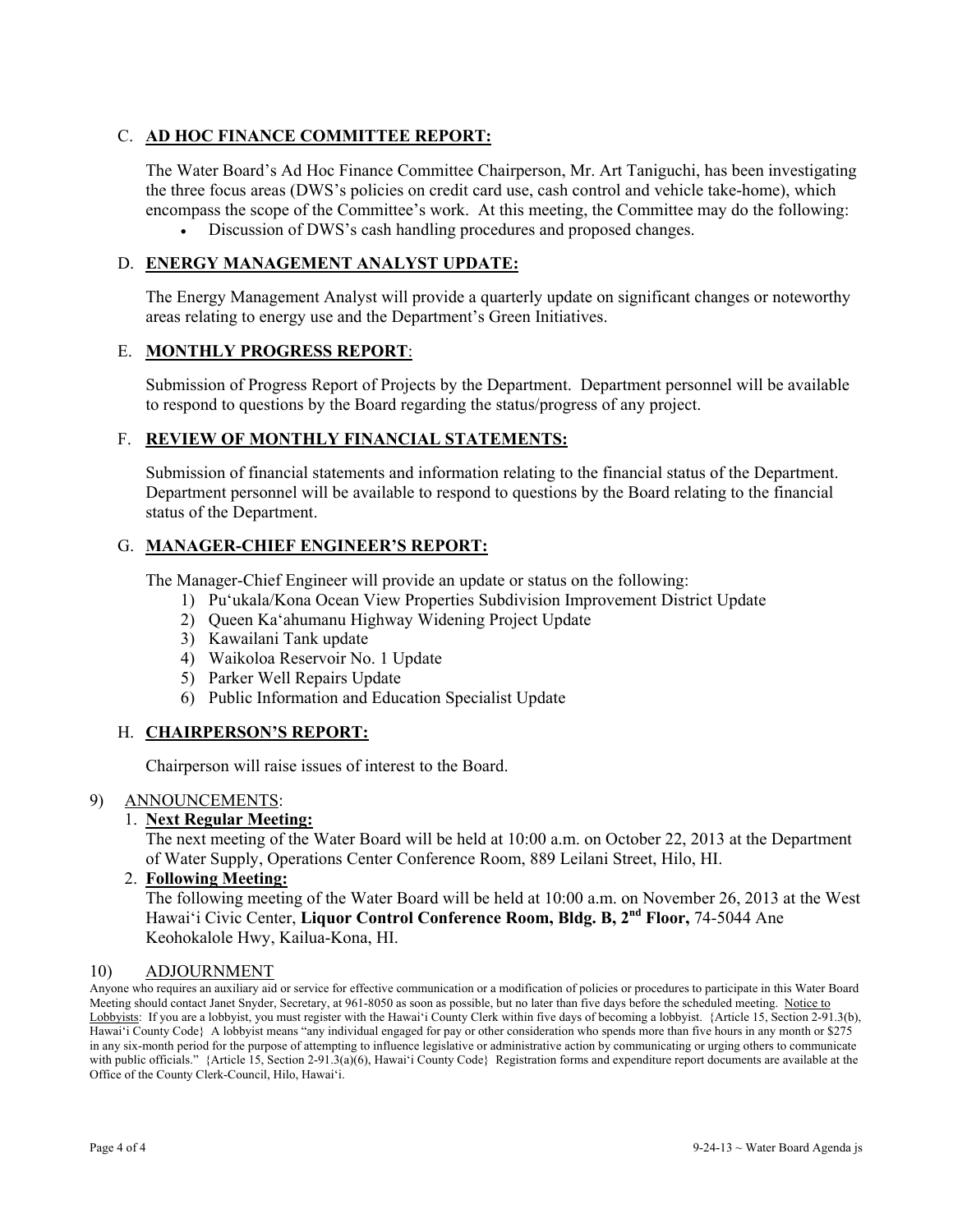C. **AD HOC FINANCE COMMITTEE REPORT:**

The Water Board's Ad Hoc Finance Committee Chairperson, Mr. Art Taniguchi, has been investigating the three focus areas (DWS's policies on credit card use, cash control and vehicle take-home), which encompass the scope of the Committee's work. At this meeting, the Committee may do the following:

- Discussion of DWS's cash handling procedures and proposed changes.

D. **ENERGY MANAGEMENT ANALYST UPDATE:**

The Energy Management Analyst will provide a quarterly update on significant changes or noteworthy areas relating to energy use and the Department's Green Initiatives.

E. **MONTHLY PROGRESS REPORT**:

Submission of Progress Report of Projects by the Department. Department personnel will be available to respond to questions by the Board regarding the status/progress of any project.

F. **REVIEW OF MONTHLY FINANCIAL STATEMENTS:**

Submission of financial statements and information relating to the financial status of the Department. Department personnel will be available to respond to questions by the Board relating to the financial status of the Department.

G. **MANAGER-CHIEF ENGINEER'S REPORT:**

The Manager-Chief Engineer will provide an update or status on the following:

1) Pu‘ukala/Kona Ocean View Properties Subdivision Improvement District Update
2) Queen Ka‘ahumanu Highway Widening Project Update
3) Kawailani Tank update
4) Waikoloa Reservoir No. 1 Update
5) Parker Well Repairs Update
6) Public Information and Education Specialist Update

H. **CHAIRPERSON'S REPORT:**

Chairperson will raise issues of interest to the Board.

9) ANNOUNCEMENTS:

1. **Next Regular Meeting:**
   The next meeting of the Water Board will be held at 10:00 a.m. on October 22, 2013 at the Department of Water Supply, Operations Center Conference Room, 889 Leilani Street, Hilo, HI.
2. **Following Meeting:**
   The following meeting of the Water Board will be held at 10:00 a.m. on November 26, 2013 at the West Hawai‘i Civic Center, **Liquor Control Conference Room, Bldg. B, 2nd Floor,** 74-5044 Ane Keohokalole Hwy, Kailua-Kona, HI.

10) ADJOURNMENT

Anyone who requires an auxiliary aid or service for effective communication or a modification of policies or procedures to participate in this Water Board Meeting should contact Janet Snyder, Secretary, at 961-8050 as soon as possible, but no later than five days before the scheduled meeting. Notice to Lobbyists: If you are a lobbyist, you must register with the Hawai‘i County Clerk within five days of becoming a lobbyist. {Article 15, Section 2-91.3(b), Hawai‘i County Code} A lobbyist means "any individual engaged for pay or other consideration who spends more than five hours in any month or $275 in any six-month period for the purpose of attempting to influence legislative or administrative action by communicating or urging others to communicate with public officials." {Article 15, Section 2-91.3(a)(6), Hawai‘i County Code} Registration forms and expenditure report documents are available at the Office of the County Clerk-Council, Hilo, Hawai‘i.